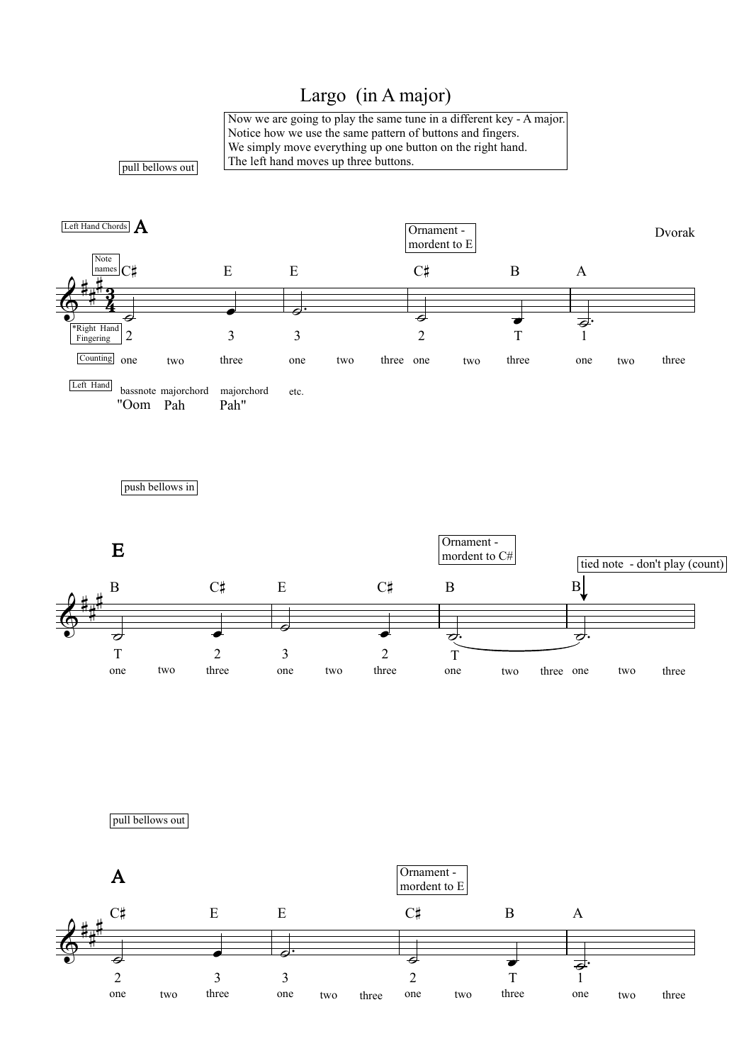# Largo (in A major)

Now we are going to play the same tune in a different key - A major.
Notice how we use the same pattern of buttons and fingers.
We simply move everything up one button on the right hand.
The left hand moves up three buttons.

Dvorak

pull bellows out

Left Hand Chords: A

Ornament - mordent to E

Note names: C♯ E E C♯ B A

*Right Hand Fingering: 2 3 3 2 T 1

Counting: one two three one two three one two three one two three

Left Hand: bassnote majorchord majorchord etc.

"Oom Pah Pah"

push bellows in

E

Ornament - mordent to C#

tied note - don't play (count)

B C♯ E C♯ B B

T 2 3 2 T

one two three one two three one two three one two three

pull bellows out

A

Ornament - mordent to E

C♯ E E C♯ B A

2 3 3 2 T 1

one two three one two three one two three one two three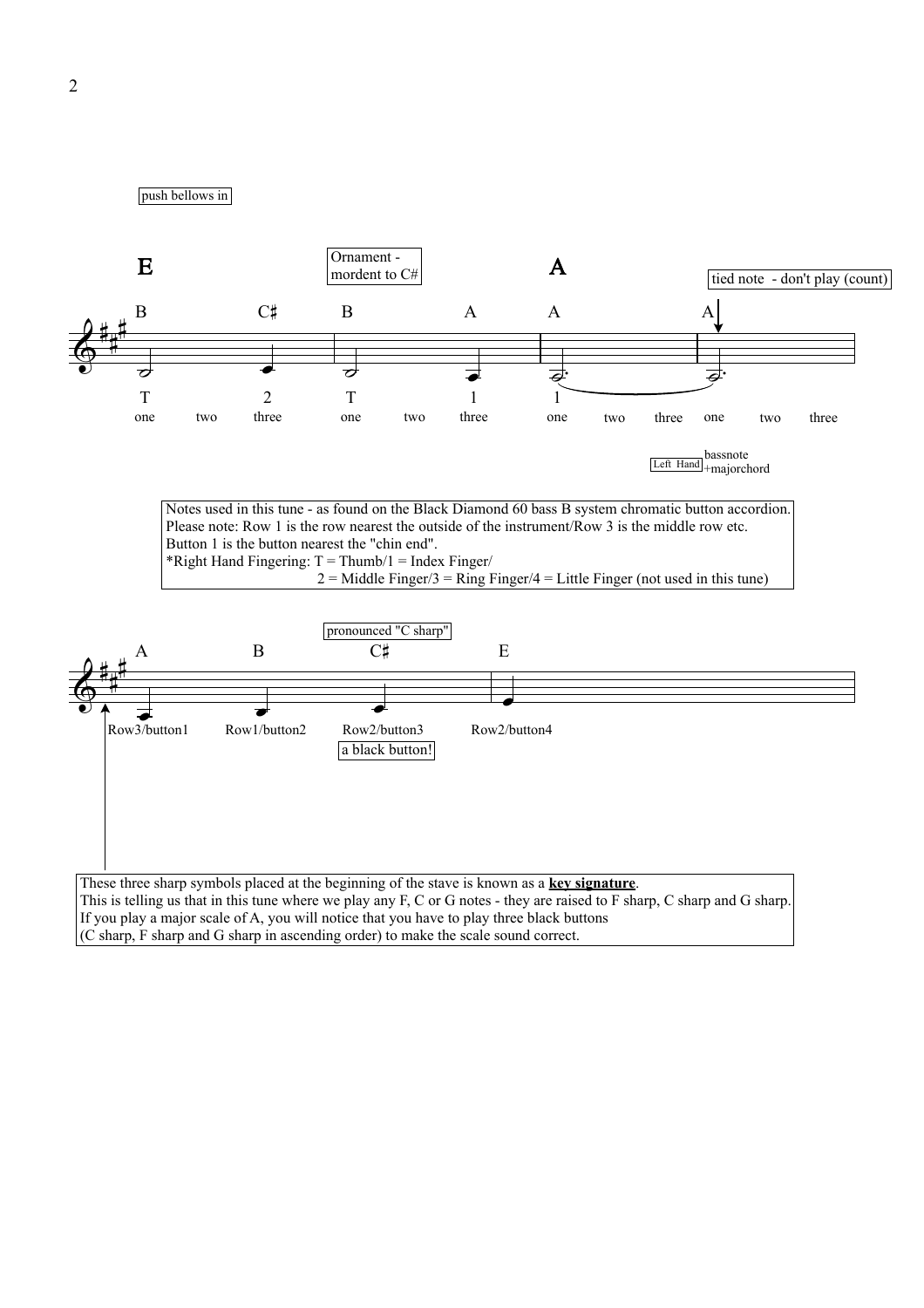push bellows in

E

Ornament - mordent to C#

A

tied note - don't play (count)

B C♯ B A A A

T 2 T 1 1

one two three one two three one two three one two three

Left Hand bassnote +majorchord

Notes used in this tune - as found on the Black Diamond 60 bass B system chromatic button accordion.
Please note: Row 1 is the row nearest the outside of the instrument/Row 3 is the middle row etc.
Button 1 is the button nearest the "chin end".
*Right Hand Fingering: T = Thumb/1 = Index Finger/
2 = Middle Finger/3 = Ring Finger/4 = Little Finger (not used in this tune)

pronounced "C sharp"

A B C♯ E

Row3/button1 Row1/button2 Row2/button3 Row2/button4

a black button!

These three sharp symbols placed at the beginning of the stave is known as a **key signature**.
This is telling us that in this tune where we play any F, C or G notes - they are raised to F sharp, C sharp and G sharp.
If you play a major scale of A, you will notice that you have to play three black buttons
(C sharp, F sharp and G sharp in ascending order) to make the scale sound correct.